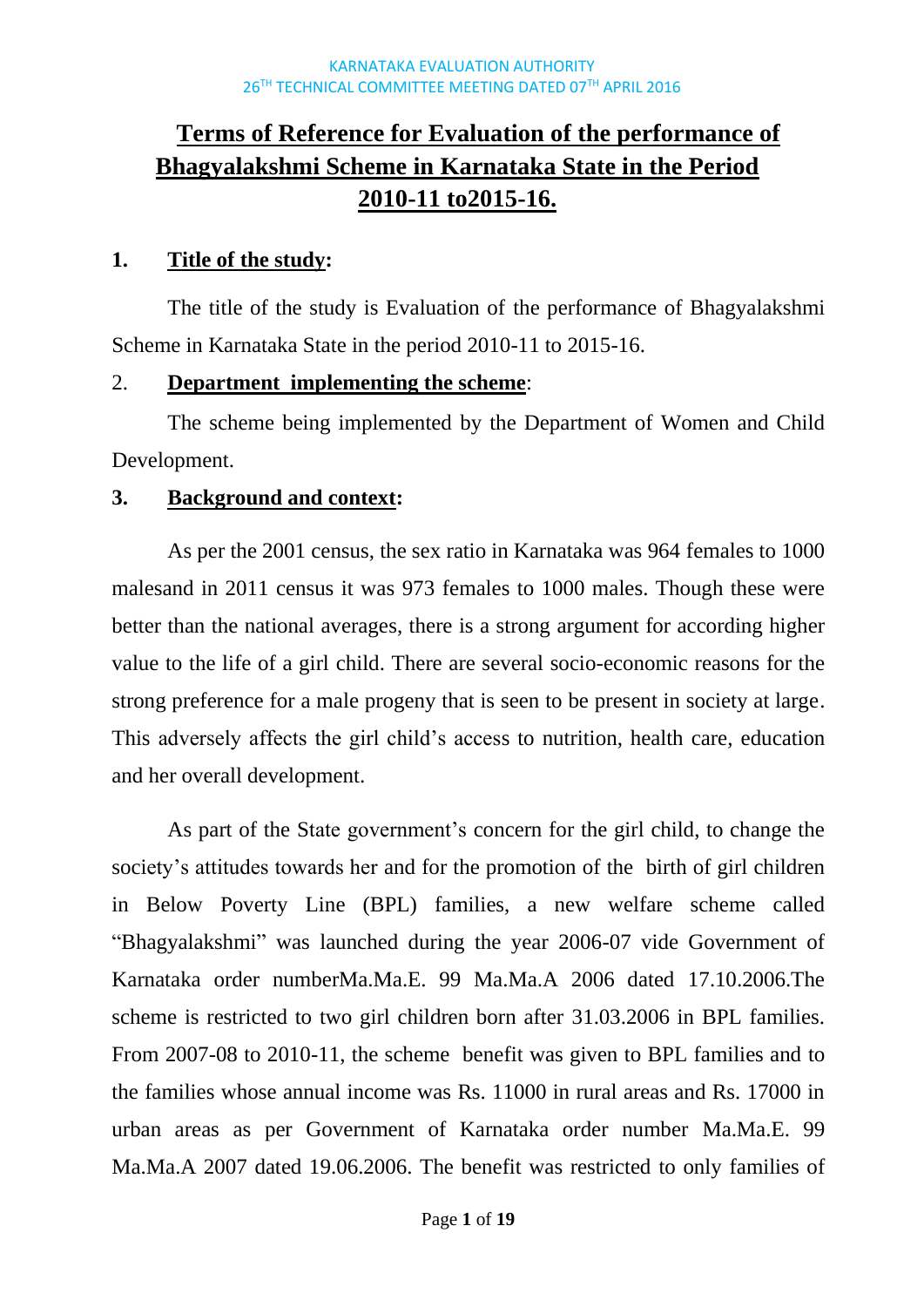# Terms of Reference for Evaluation of the performance of Bhagyalakshmi Scheme in Karnataka State in the Period 2010-11 to2015-16.

## 1. Title of the study:

The title of the study is Evaluation of the performance of Bhagyalakshmi Scheme in Karnataka State in the period 2010-11 to 2015-16.

## 2. Department implementing the scheme:

The scheme being implemented by the Department of Women and Child Development.

## 3. Background and context:

As per the 2001 census, the sex ratio in Karnataka was 964 females to 1000 malesand in 2011 census it was 973 females to 1000 males. Though these were better than the national averages, there is a strong argument for according higher value to the life of a girl child. There are several socio-economic reasons for the strong preference for a male progeny that is seen to be present in society at large. This adversely affects the girl child's access to nutrition, health care, education and her overall development.

As part of the State government's concern for the girl child, to change the society's attitudes towards her and for the promotion of the birth of girl children in Below Poverty Line (BPL) families, a new welfare scheme called "Bhagyalakshmi" was launched during the year 2006-07 vide Government of Karnataka order numberMa.Ma.E. 99 Ma.Ma.A 2006 dated 17.10.2006.The scheme is restricted to two girl children born after 31.03.2006 in BPL families. From 2007-08 to 2010-11, the scheme benefit was given to BPL families and to the families whose annual income was Rs. 11000 in rural areas and Rs. 17000 in urban areas as per Government of Karnataka order number Ma.Ma.E. 99 Ma.Ma.A 2007 dated 19.06.2006. The benefit was restricted to only families of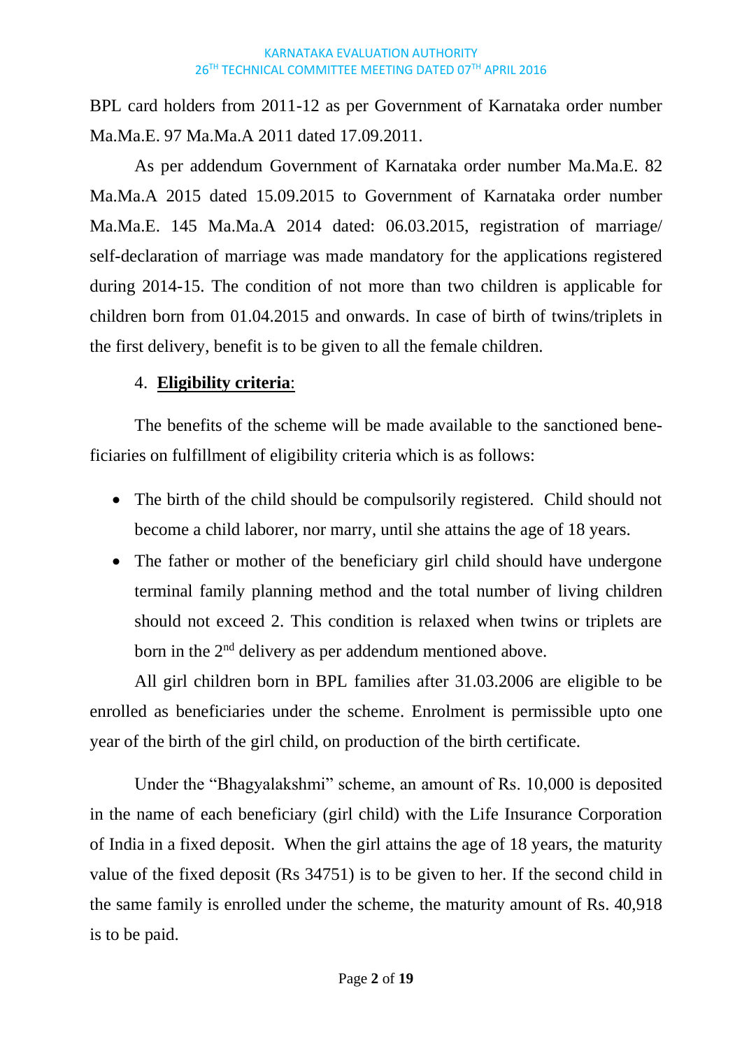BPL card holders from 2011-12 as per Government of Karnataka order number Ma.Ma.E. 97 Ma.Ma.A 2011 dated 17.09.2011.

As per addendum Government of Karnataka order number Ma.Ma.E. 82 Ma.Ma.A 2015 dated 15.09.2015 to Government of Karnataka order number Ma.Ma.E. 145 Ma.Ma.A 2014 dated: 06.03.2015, registration of marriage/ self-declaration of marriage was made mandatory for the applications registered during 2014-15. The condition of not more than two children is applicable for children born from 01.04.2015 and onwards. In case of birth of twins/triplets in the first delivery, benefit is to be given to all the female children.

4. **Eligibility criteria**:

The benefits of the scheme will be made available to the sanctioned beneficiaries on fulfillment of eligibility criteria which is as follows:

- The birth of the child should be compulsorily registered. Child should not become a child laborer, nor marry, until she attains the age of 18 years.
- The father or mother of the beneficiary girl child should have undergone terminal family planning method and the total number of living children should not exceed 2. This condition is relaxed when twins or triplets are born in the 2nd delivery as per addendum mentioned above.

All girl children born in BPL families after 31.03.2006 are eligible to be enrolled as beneficiaries under the scheme. Enrolment is permissible upto one year of the birth of the girl child, on production of the birth certificate.

Under the "Bhagyalakshmi" scheme, an amount of Rs. 10,000 is deposited in the name of each beneficiary (girl child) with the Life Insurance Corporation of India in a fixed deposit. When the girl attains the age of 18 years, the maturity value of the fixed deposit (Rs 34751) is to be given to her. If the second child in the same family is enrolled under the scheme, the maturity amount of Rs. 40,918 is to be paid.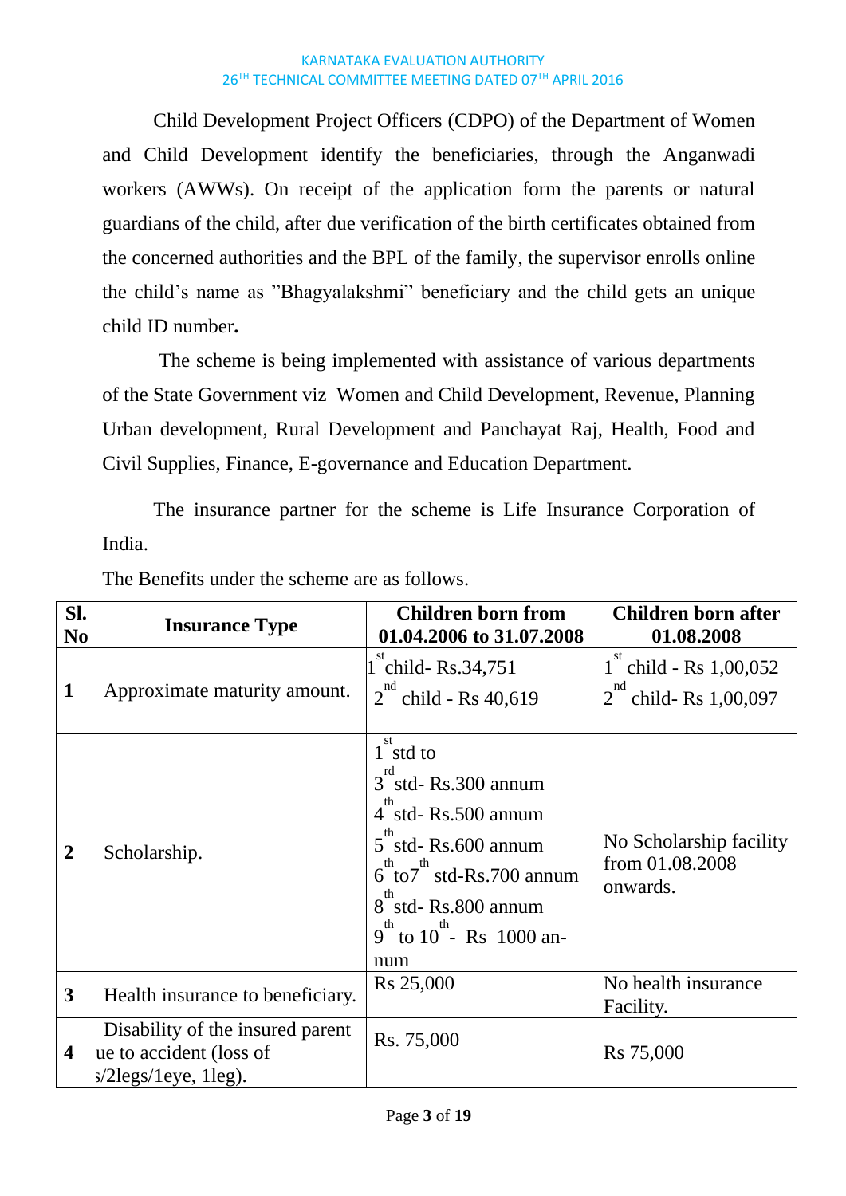Child Development Project Officers (CDPO) of the Department of Women and Child Development identify the beneficiaries, through the Anganwadi workers (AWWs). On receipt of the application form the parents or natural guardians of the child, after due verification of the birth certificates obtained from the concerned authorities and the BPL of the family, the supervisor enrolls online the child's name as "Bhagyalakshmi" beneficiary and the child gets an unique child ID number**.**

The scheme is being implemented with assistance of various departments of the State Government viz Women and Child Development, Revenue, Planning Urban development, Rural Development and Panchayat Raj, Health, Food and Civil Supplies, Finance, E-governance and Education Department.

The insurance partner for the scheme is Life Insurance Corporation of India.

The Benefits under the scheme are as follows.

| Sl. No | Insurance Type | Children born from 01.04.2006 to 31.07.2008 | Children born after 01.08.2008 |
|---|---|---|---|
| 1 | Approximate maturity amount. | 1st child- Rs.34,751<br>2nd child - Rs 40,619 | 1st child - Rs 1,00,052<br>2nd child- Rs 1,00,097 |
| 2 | Scholarship. | 1st std to 3rd std- Rs.300 annum<br>4th std- Rs.500 annum<br>5th std- Rs.600 annum<br>6th to7th std-Rs.700 annum<br>8th std- Rs.800 annum<br>9th to 10th - Rs 1000 annum | No Scholarship facility from 01.08.2008 onwards. |
| 3 | Health insurance to beneficiary. | Rs 25,000 | No health insurance Facility. |
| 4 | Disability of the insured parent ue to accident (loss of ;/2legs/1eye, 1leg). | Rs. 75,000 | Rs 75,000 |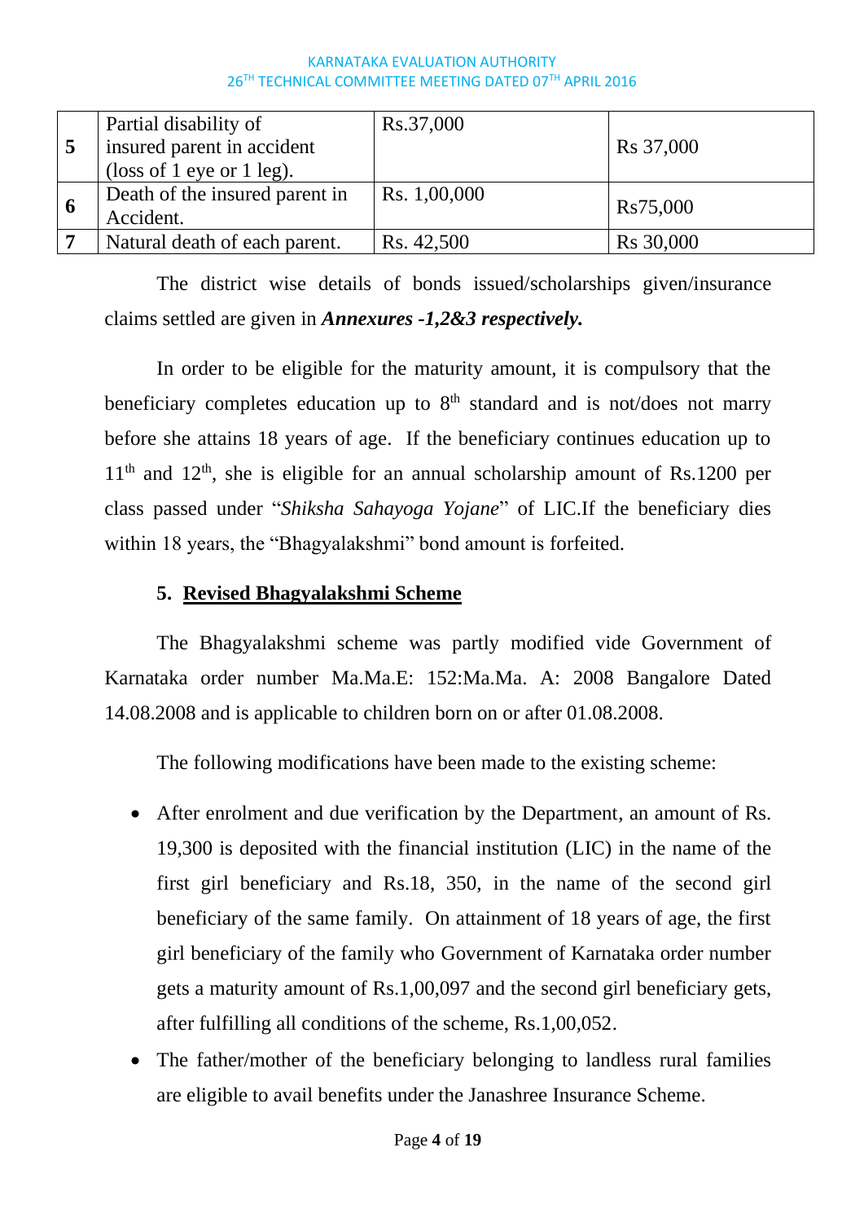| 5 | Partial disability of insured parent in accident (loss of 1 eye or 1 leg). | Rs.37,000 | Rs 37,000 |
|---|---|---|---|
| 6 | Death of the insured parent in Accident. | Rs. 1,00,000 | Rs75,000 |
| 7 | Natural death of each parent. | Rs. 42,500 | Rs 30,000 |

The district wise details of bonds issued/scholarships given/insurance claims settled are given in ***Annexures -1,2&3 respectively.***

In order to be eligible for the maturity amount, it is compulsory that the beneficiary completes education up to 8th standard and is not/does not marry before she attains 18 years of age. If the beneficiary continues education up to 11th and 12th, she is eligible for an annual scholarship amount of Rs.1200 per class passed under "*Shiksha Sahayoga Yojane*" of LIC.If the beneficiary dies within 18 years, the "Bhagyalakshmi" bond amount is forfeited.

## 5. Revised Bhagyalakshmi Scheme

The Bhagyalakshmi scheme was partly modified vide Government of Karnataka order number Ma.Ma.E: 152:Ma.Ma. A: 2008 Bangalore Dated 14.08.2008 and is applicable to children born on or after 01.08.2008.

The following modifications have been made to the existing scheme:

- After enrolment and due verification by the Department, an amount of Rs. 19,300 is deposited with the financial institution (LIC) in the name of the first girl beneficiary and Rs.18, 350, in the name of the second girl beneficiary of the same family. On attainment of 18 years of age, the first girl beneficiary of the family who Government of Karnataka order number gets a maturity amount of Rs.1,00,097 and the second girl beneficiary gets, after fulfilling all conditions of the scheme, Rs.1,00,052.
- The father/mother of the beneficiary belonging to landless rural families are eligible to avail benefits under the Janashree Insurance Scheme.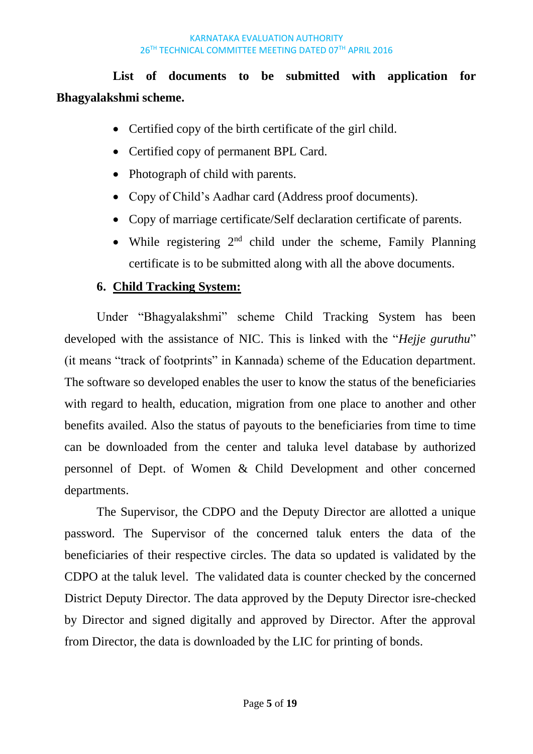**List of documents to be submitted with application for Bhagyalakshmi scheme.**

- Certified copy of the birth certificate of the girl child.
- Certified copy of permanent BPL Card.
- Photograph of child with parents.
- Copy of Child's Aadhar card (Address proof documents).
- Copy of marriage certificate/Self declaration certificate of parents.
- While registering 2nd child under the scheme, Family Planning certificate is to be submitted along with all the above documents.

## 6. Child Tracking System:

Under "Bhagyalakshmi" scheme Child Tracking System has been developed with the assistance of NIC. This is linked with the "*Hejje guruthu*" (it means "track of footprints" in Kannada) scheme of the Education department. The software so developed enables the user to know the status of the beneficiaries with regard to health, education, migration from one place to another and other benefits availed. Also the status of payouts to the beneficiaries from time to time can be downloaded from the center and taluka level database by authorized personnel of Dept. of Women & Child Development and other concerned departments.

The Supervisor, the CDPO and the Deputy Director are allotted a unique password. The Supervisor of the concerned taluk enters the data of the beneficiaries of their respective circles. The data so updated is validated by the CDPO at the taluk level. The validated data is counter checked by the concerned District Deputy Director. The data approved by the Deputy Director isre-checked by Director and signed digitally and approved by Director. After the approval from Director, the data is downloaded by the LIC for printing of bonds.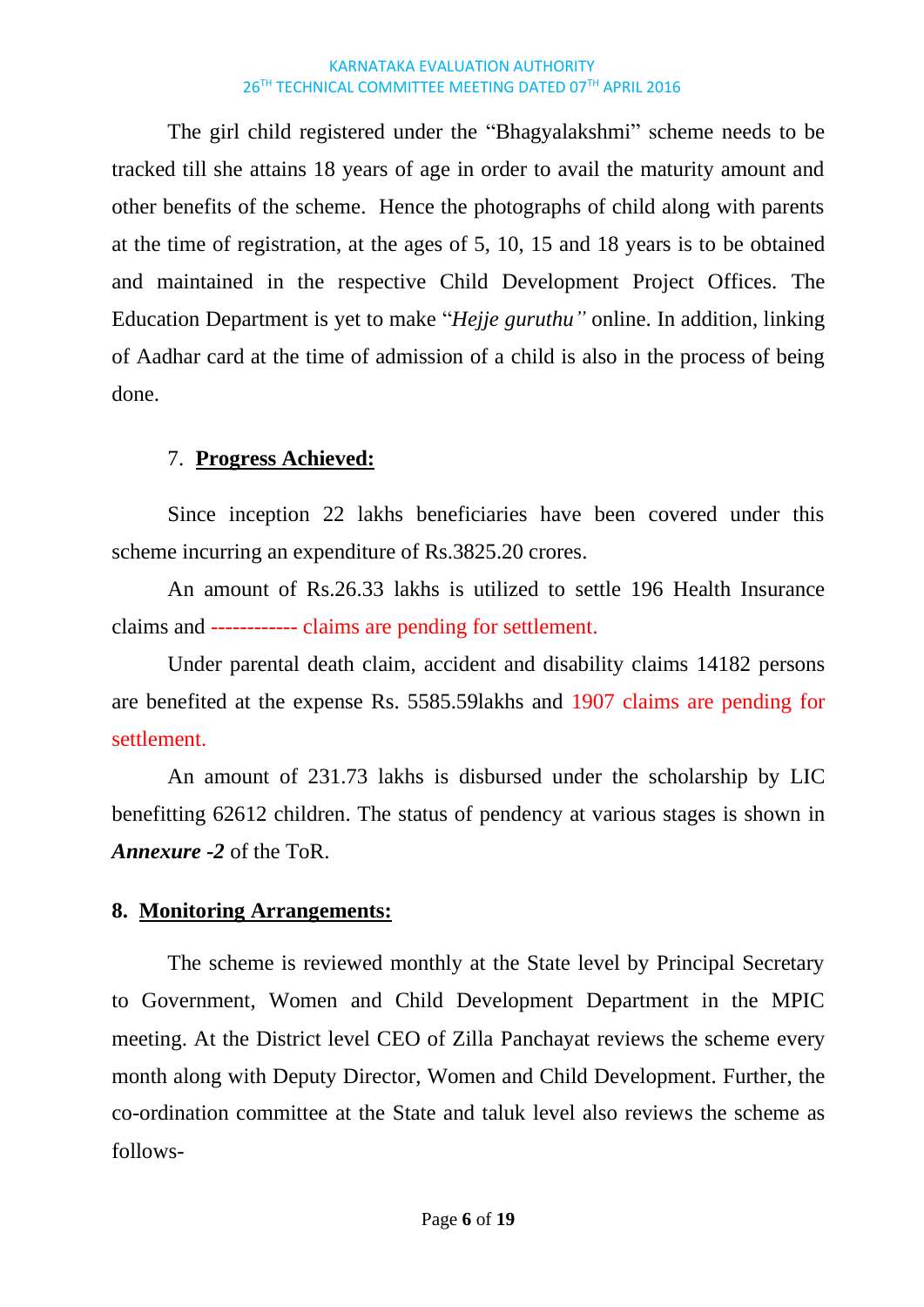The girl child registered under the "Bhagyalakshmi" scheme needs to be tracked till she attains 18 years of age in order to avail the maturity amount and other benefits of the scheme. Hence the photographs of child along with parents at the time of registration, at the ages of 5, 10, 15 and 18 years is to be obtained and maintained in the respective Child Development Project Offices. The Education Department is yet to make "*Hejje guruthu"* online. In addition, linking of Aadhar card at the time of admission of a child is also in the process of being done.

7. **Progress Achieved:**

Since inception 22 lakhs beneficiaries have been covered under this scheme incurring an expenditure of Rs.3825.20 crores.

An amount of Rs.26.33 lakhs is utilized to settle 196 Health Insurance claims and ------------ claims are pending for settlement.

Under parental death claim, accident and disability claims 14182 persons are benefited at the expense Rs. 5585.59lakhs and 1907 claims are pending for settlement.

An amount of 231.73 lakhs is disbursed under the scholarship by LIC benefitting 62612 children. The status of pendency at various stages is shown in ***Annexure -2*** of the ToR.

**8. Monitoring Arrangements:**

The scheme is reviewed monthly at the State level by Principal Secretary to Government, Women and Child Development Department in the MPIC meeting. At the District level CEO of Zilla Panchayat reviews the scheme every month along with Deputy Director, Women and Child Development. Further, the co-ordination committee at the State and taluk level also reviews the scheme as follows-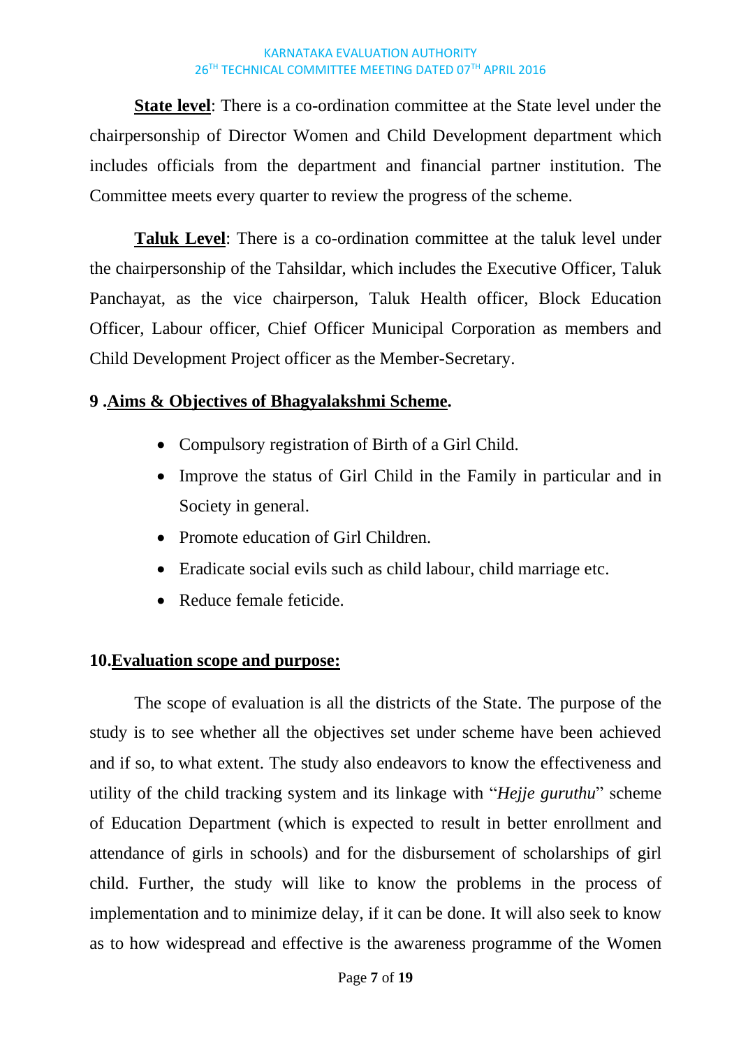**State level**: There is a co-ordination committee at the State level under the chairpersonship of Director Women and Child Development department which includes officials from the department and financial partner institution. The Committee meets every quarter to review the progress of the scheme.

**Taluk Level**: There is a co-ordination committee at the taluk level under the chairpersonship of the Tahsildar, which includes the Executive Officer, Taluk Panchayat, as the vice chairperson, Taluk Health officer, Block Education Officer, Labour officer, Chief Officer Municipal Corporation as members and Child Development Project officer as the Member-Secretary.

## 9 .Aims & Objectives of Bhagyalakshmi Scheme.

- Compulsory registration of Birth of a Girl Child.
- Improve the status of Girl Child in the Family in particular and in Society in general.
- Promote education of Girl Children.
- Eradicate social evils such as child labour, child marriage etc.
- Reduce female feticide.

## 10.Evaluation scope and purpose:

The scope of evaluation is all the districts of the State. The purpose of the study is to see whether all the objectives set under scheme have been achieved and if so, to what extent. The study also endeavors to know the effectiveness and utility of the child tracking system and its linkage with "*Hejje guruthu*" scheme of Education Department (which is expected to result in better enrollment and attendance of girls in schools) and for the disbursement of scholarships of girl child. Further, the study will like to know the problems in the process of implementation and to minimize delay, if it can be done. It will also seek to know as to how widespread and effective is the awareness programme of the Women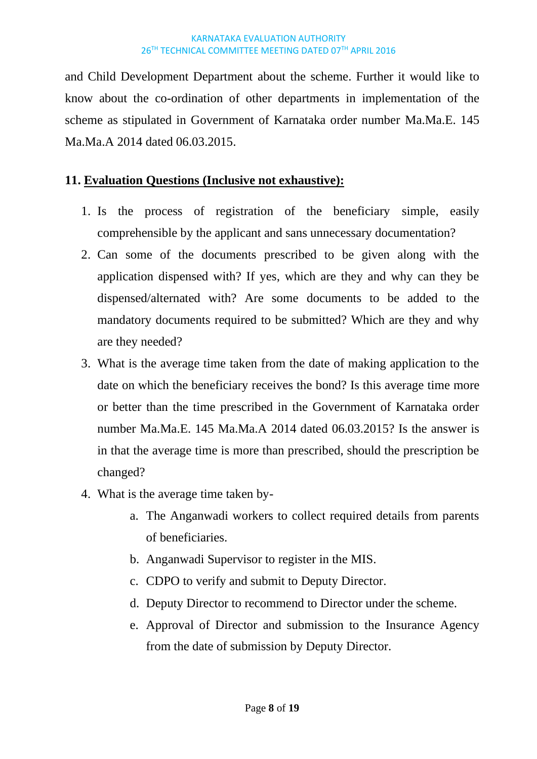and Child Development Department about the scheme. Further it would like to know about the co-ordination of other departments in implementation of the scheme as stipulated in Government of Karnataka order number Ma.Ma.E. 145 Ma.Ma.A 2014 dated 06.03.2015.

## 11. <u>Evaluation Questions (Inclusive not exhaustive):</u>

1. Is the process of registration of the beneficiary simple, easily comprehensible by the applicant and sans unnecessary documentation?
2. Can some of the documents prescribed to be given along with the application dispensed with? If yes, which are they and why can they be dispensed/alternated with? Are some documents to be added to the mandatory documents required to be submitted? Which are they and why are they needed?
3. What is the average time taken from the date of making application to the date on which the beneficiary receives the bond? Is this average time more or better than the time prescribed in the Government of Karnataka order number Ma.Ma.E. 145 Ma.Ma.A 2014 dated 06.03.2015? Is the answer is in that the average time is more than prescribed, should the prescription be changed?
4. What is the average time taken by-
   a. The Anganwadi workers to collect required details from parents of beneficiaries.
   b. Anganwadi Supervisor to register in the MIS.
   c. CDPO to verify and submit to Deputy Director.
   d. Deputy Director to recommend to Director under the scheme.
   e. Approval of Director and submission to the Insurance Agency from the date of submission by Deputy Director.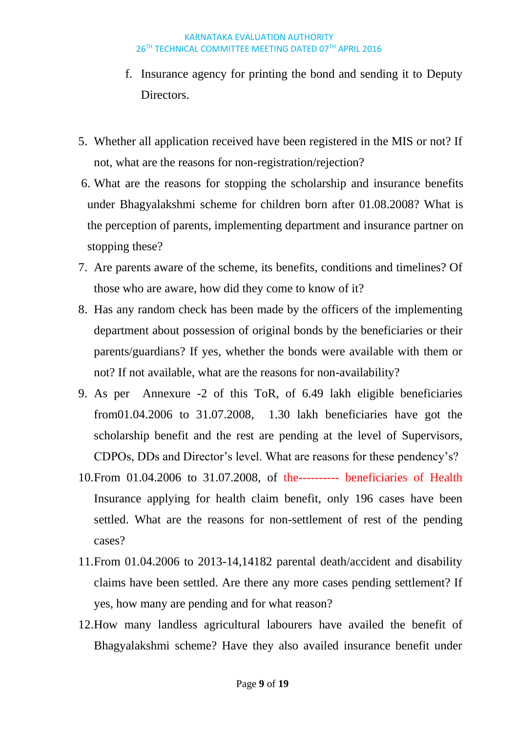f. Insurance agency for printing the bond and sending it to Deputy Directors.

5. Whether all application received have been registered in the MIS or not? If not, what are the reasons for non-registration/rejection?
6. What are the reasons for stopping the scholarship and insurance benefits under Bhagyalakshmi scheme for children born after 01.08.2008? What is the perception of parents, implementing department and insurance partner on stopping these?
7. Are parents aware of the scheme, its benefits, conditions and timelines? Of those who are aware, how did they come to know of it?
8. Has any random check has been made by the officers of the implementing department about possession of original bonds by the beneficiaries or their parents/guardians? If yes, whether the bonds were available with them or not? If not available, what are the reasons for non-availability?
9. As per Annexure -2 of this ToR, of 6.49 lakh eligible beneficiaries from01.04.2006 to 31.07.2008, 1.30 lakh beneficiaries have got the scholarship benefit and the rest are pending at the level of Supervisors, CDPOs, DDs and Director's level. What are reasons for these pendency's?
10. From 01.04.2006 to 31.07.2008, of the---------- beneficiaries of Health Insurance applying for health claim benefit, only 196 cases have been settled. What are the reasons for non-settlement of rest of the pending cases?
11. From 01.04.2006 to 2013-14,14182 parental death/accident and disability claims have been settled. Are there any more cases pending settlement? If yes, how many are pending and for what reason?
12. How many landless agricultural labourers have availed the benefit of Bhagyalakshmi scheme? Have they also availed insurance benefit under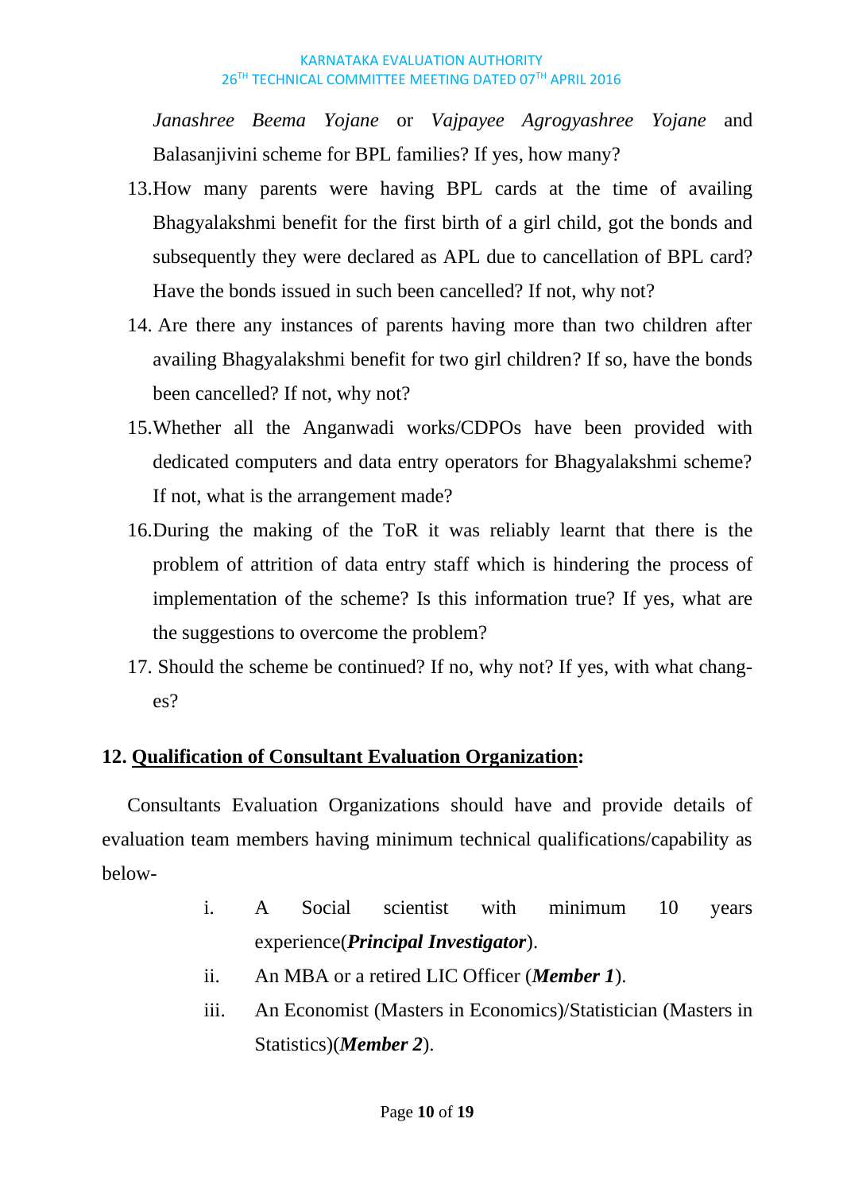*Janashree Beema Yojane* or *Vajpayee Agrogyashree Yojane* and Balasanjivini scheme for BPL families? If yes, how many?

13. How many parents were having BPL cards at the time of availing Bhagyalakshmi benefit for the first birth of a girl child, got the bonds and subsequently they were declared as APL due to cancellation of BPL card? Have the bonds issued in such been cancelled? If not, why not?
14. Are there any instances of parents having more than two children after availing Bhagyalakshmi benefit for two girl children? If so, have the bonds been cancelled? If not, why not?
15. Whether all the Anganwadi works/CDPOs have been provided with dedicated computers and data entry operators for Bhagyalakshmi scheme? If not, what is the arrangement made?
16. During the making of the ToR it was reliably learnt that there is the problem of attrition of data entry staff which is hindering the process of implementation of the scheme? Is this information true? If yes, what are the suggestions to overcome the problem?
17. Should the scheme be continued? If no, why not? If yes, with what changes?

## 12. Qualification of Consultant Evaluation Organization:

Consultants Evaluation Organizations should have and provide details of evaluation team members having minimum technical qualifications/capability as below-

i. A Social scientist with minimum 10 years experience(***Principal Investigator***).

ii. An MBA or a retired LIC Officer (***Member 1***).

iii. An Economist (Masters in Economics)/Statistician (Masters in Statistics)(***Member 2***).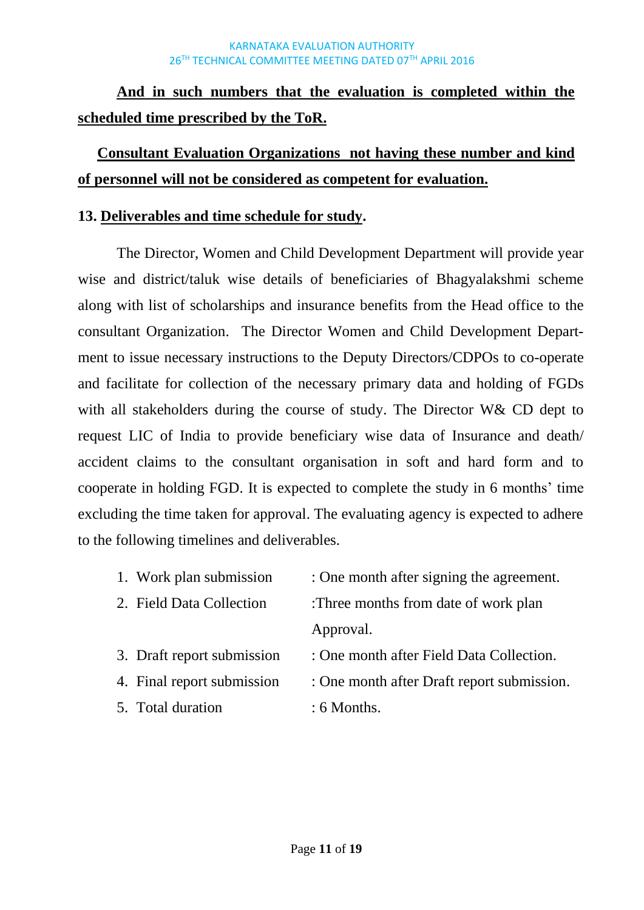**<u>And in such numbers that the evaluation is completed within the scheduled time prescribed by the ToR.</u>**

**<u>Consultant Evaluation Organizations not having these number and kind of personnel will not be considered as competent for evaluation.</u>**

## 13. <u>Deliverables and time schedule for study</u>.

The Director, Women and Child Development Department will provide year wise and district/taluk wise details of beneficiaries of Bhagyalakshmi scheme along with list of scholarships and insurance benefits from the Head office to the consultant Organization. The Director Women and Child Development Department to issue necessary instructions to the Deputy Directors/CDPOs to co-operate and facilitate for collection of the necessary primary data and holding of FGDs with all stakeholders during the course of study. The Director W& CD dept to request LIC of India to provide beneficiary wise data of Insurance and death/ accident claims to the consultant organisation in soft and hard form and to cooperate in holding FGD. It is expected to complete the study in 6 months' time excluding the time taken for approval. The evaluating agency is expected to adhere to the following timelines and deliverables.

1. Work plan submission : One month after signing the agreement.
2. Field Data Collection :Three months from date of work plan Approval.
3. Draft report submission : One month after Field Data Collection.
4. Final report submission : One month after Draft report submission.
5. Total duration : 6 Months.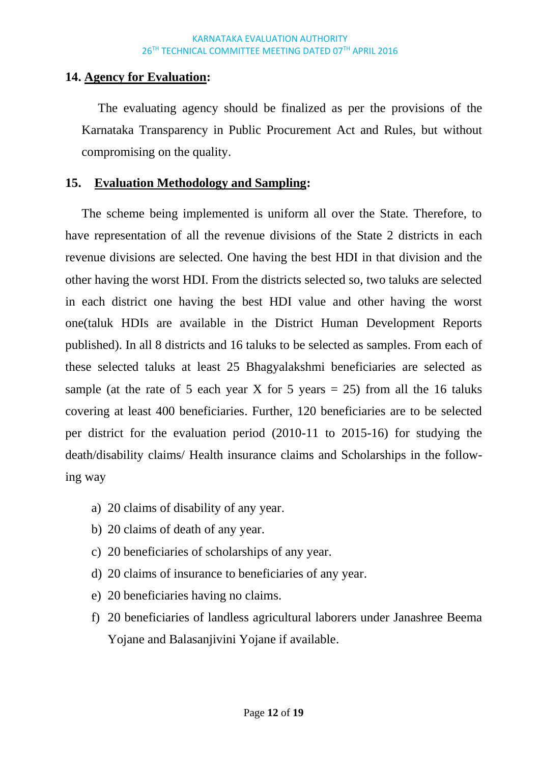## 14. Agency for Evaluation:

The evaluating agency should be finalized as per the provisions of the Karnataka Transparency in Public Procurement Act and Rules, but without compromising on the quality.

## 15. Evaluation Methodology and Sampling:

The scheme being implemented is uniform all over the State. Therefore, to have representation of all the revenue divisions of the State 2 districts in each revenue divisions are selected. One having the best HDI in that division and the other having the worst HDI. From the districts selected so, two taluks are selected in each district one having the best HDI value and other having the worst one(taluk HDIs are available in the District Human Development Reports published). In all 8 districts and 16 taluks to be selected as samples. From each of these selected taluks at least 25 Bhagyalakshmi beneficiaries are selected as sample (at the rate of 5 each year X for 5 years = 25) from all the 16 taluks covering at least 400 beneficiaries. Further, 120 beneficiaries are to be selected per district for the evaluation period (2010-11 to 2015-16) for studying the death/disability claims/ Health insurance claims and Scholarships in the following way

a) 20 claims of disability of any year.
b) 20 claims of death of any year.
c) 20 beneficiaries of scholarships of any year.
d) 20 claims of insurance to beneficiaries of any year.
e) 20 beneficiaries having no claims.
f) 20 beneficiaries of landless agricultural laborers under Janashree Beema Yojane and Balasanjivini Yojane if available.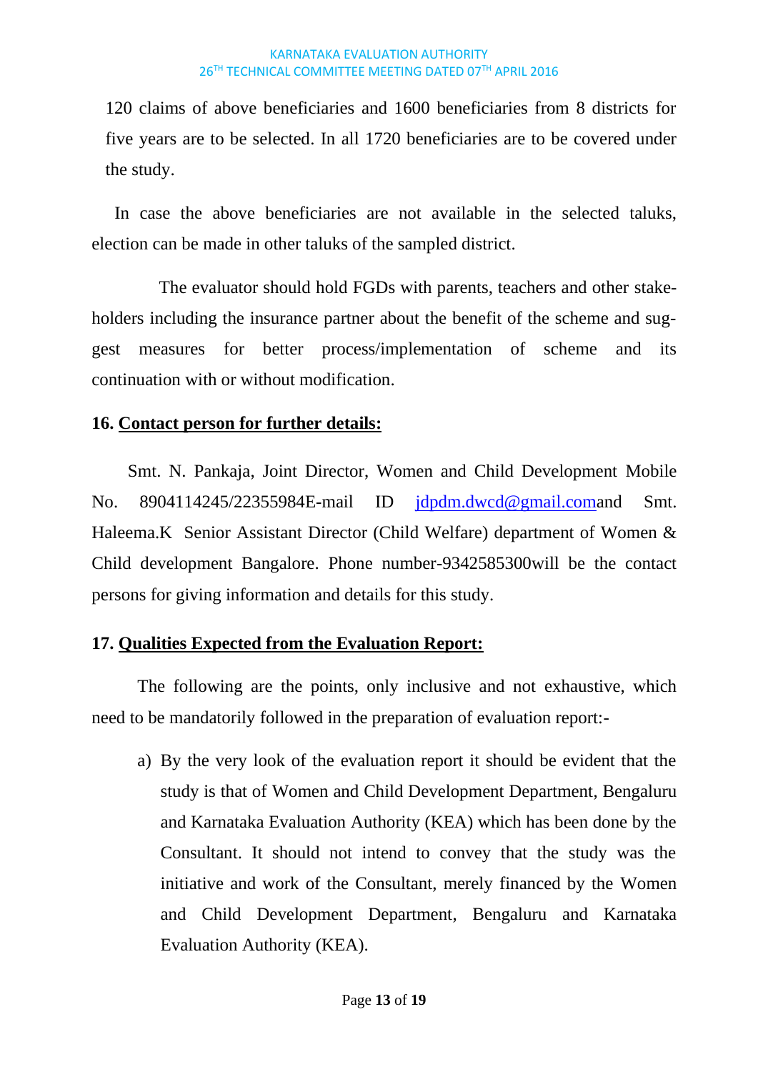120 claims of above beneficiaries and 1600 beneficiaries from 8 districts for five years are to be selected. In all 1720 beneficiaries are to be covered under the study.

In case the above beneficiaries are not available in the selected taluks, election can be made in other taluks of the sampled district.

The evaluator should hold FGDs with parents, teachers and other stake-holders including the insurance partner about the benefit of the scheme and suggest measures for better process/implementation of scheme and its continuation with or without modification.

**16. <u>Contact person for further details:</u>**

Smt. N. Pankaja, Joint Director, Women and Child Development Mobile No. 8904114245/22355984E-mail ID jdpdm.dwcd@gmail.comand Smt. Haleema.K Senior Assistant Director (Child Welfare) department of Women & Child development Bangalore. Phone number-9342585300will be the contact persons for giving information and details for this study.

**17. <u>Qualities Expected from the Evaluation Report:</u>**

The following are the points, only inclusive and not exhaustive, which need to be mandatorily followed in the preparation of evaluation report:-

a) By the very look of the evaluation report it should be evident that the study is that of Women and Child Development Department, Bengaluru and Karnataka Evaluation Authority (KEA) which has been done by the Consultant. It should not intend to convey that the study was the initiative and work of the Consultant, merely financed by the Women and Child Development Department, Bengaluru and Karnataka Evaluation Authority (KEA).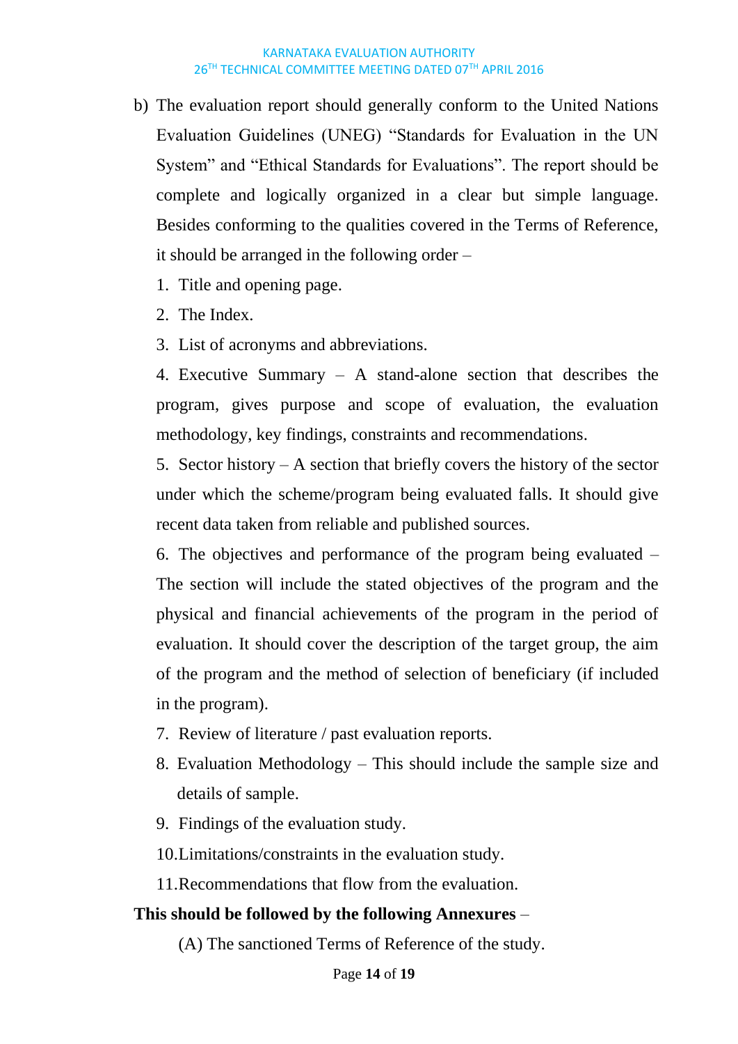b) The evaluation report should generally conform to the United Nations Evaluation Guidelines (UNEG) "Standards for Evaluation in the UN System" and "Ethical Standards for Evaluations". The report should be complete and logically organized in a clear but simple language. Besides conforming to the qualities covered in the Terms of Reference, it should be arranged in the following order –

1. Title and opening page.
2. The Index.
3. List of acronyms and abbreviations.
4. Executive Summary – A stand-alone section that describes the program, gives purpose and scope of evaluation, the evaluation methodology, key findings, constraints and recommendations.
5. Sector history – A section that briefly covers the history of the sector under which the scheme/program being evaluated falls. It should give recent data taken from reliable and published sources.
6. The objectives and performance of the program being evaluated – The section will include the stated objectives of the program and the physical and financial achievements of the program in the period of evaluation. It should cover the description of the target group, the aim of the program and the method of selection of beneficiary (if included in the program).
7. Review of literature / past evaluation reports.
8. Evaluation Methodology – This should include the sample size and details of sample.
9. Findings of the evaluation study.
10. Limitations/constraints in the evaluation study.
11. Recommendations that flow from the evaluation.

**This should be followed by the following Annexures** –

(A) The sanctioned Terms of Reference of the study.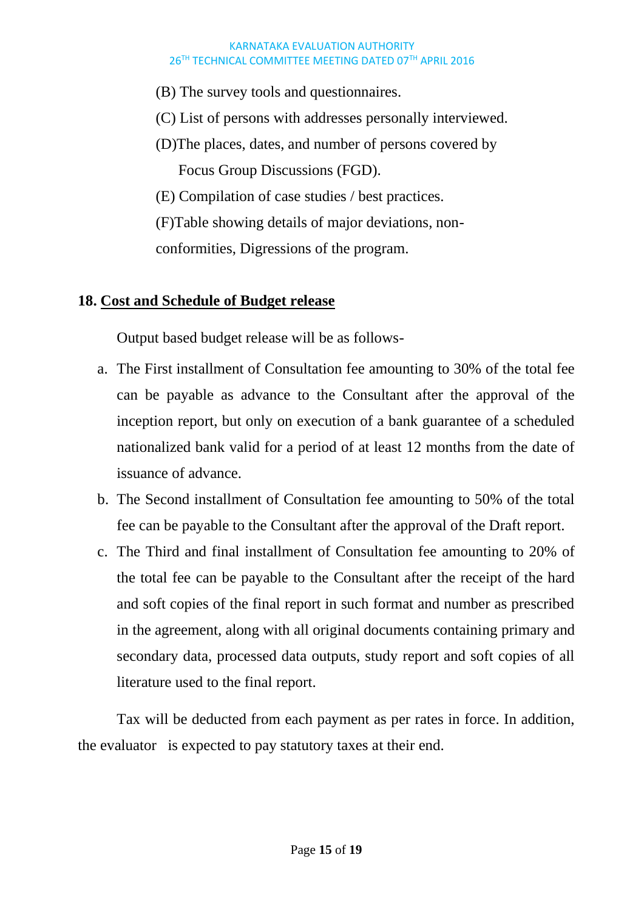(B) The survey tools and questionnaires.

(C) List of persons with addresses personally interviewed.

(D)The places, dates, and number of persons covered by Focus Group Discussions (FGD).

(E) Compilation of case studies / best practices.

(F)Table showing details of major deviations, non-conformities, Digressions of the program.

## 18. Cost and Schedule of Budget release

Output based budget release will be as follows-

a. The First installment of Consultation fee amounting to 30% of the total fee can be payable as advance to the Consultant after the approval of the inception report, but only on execution of a bank guarantee of a scheduled nationalized bank valid for a period of at least 12 months from the date of issuance of advance.
b. The Second installment of Consultation fee amounting to 50% of the total fee can be payable to the Consultant after the approval of the Draft report.
c. The Third and final installment of Consultation fee amounting to 20% of the total fee can be payable to the Consultant after the receipt of the hard and soft copies of the final report in such format and number as prescribed in the agreement, along with all original documents containing primary and secondary data, processed data outputs, study report and soft copies of all literature used to the final report.

Tax will be deducted from each payment as per rates in force. In addition, the evaluator is expected to pay statutory taxes at their end.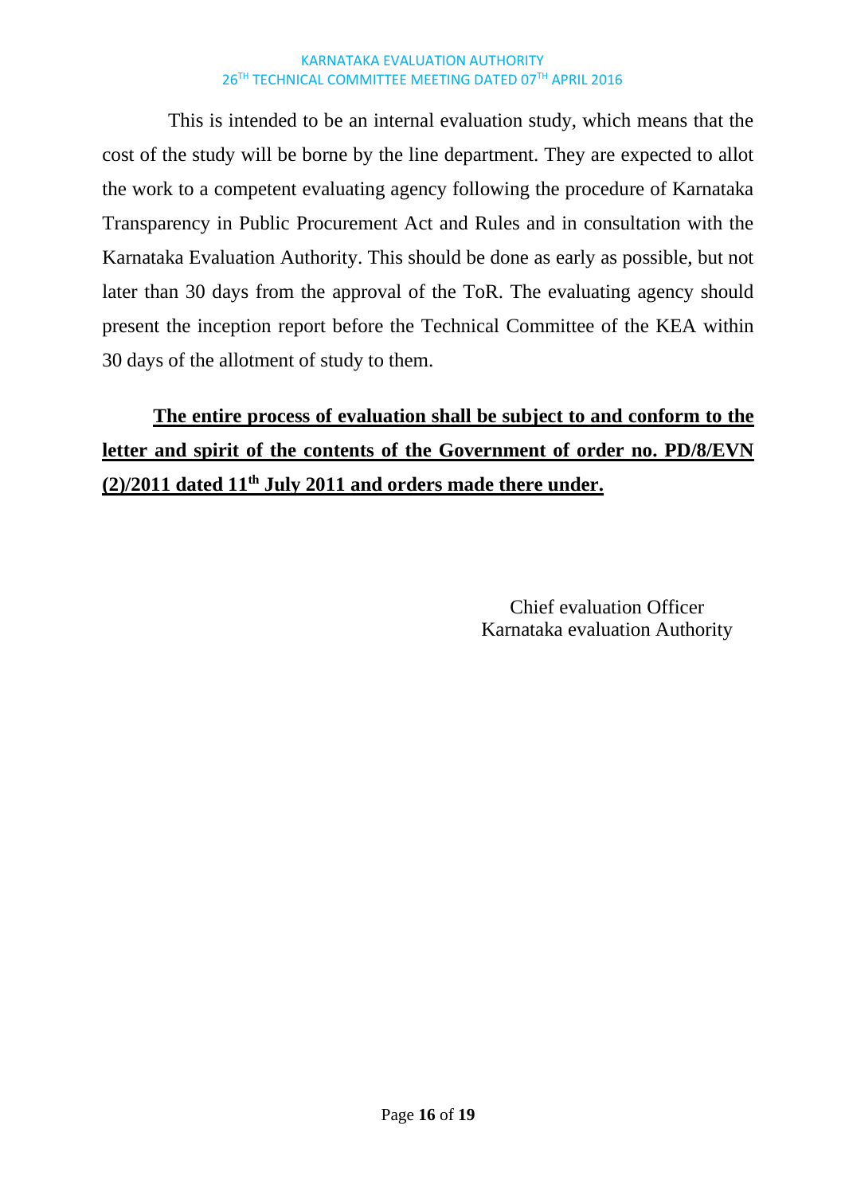This is intended to be an internal evaluation study, which means that the cost of the study will be borne by the line department. They are expected to allot the work to a competent evaluating agency following the procedure of Karnataka Transparency in Public Procurement Act and Rules and in consultation with the Karnataka Evaluation Authority. This should be done as early as possible, but not later than 30 days from the approval of the ToR. The evaluating agency should present the inception report before the Technical Committee of the KEA within 30 days of the allotment of study to them.

**The entire process of evaluation shall be subject to and conform to the letter and spirit of the contents of the Government of order no. PD/8/EVN (2)/2011 dated 11th July 2011 and orders made there under.**

Chief evaluation Officer
Karnataka evaluation Authority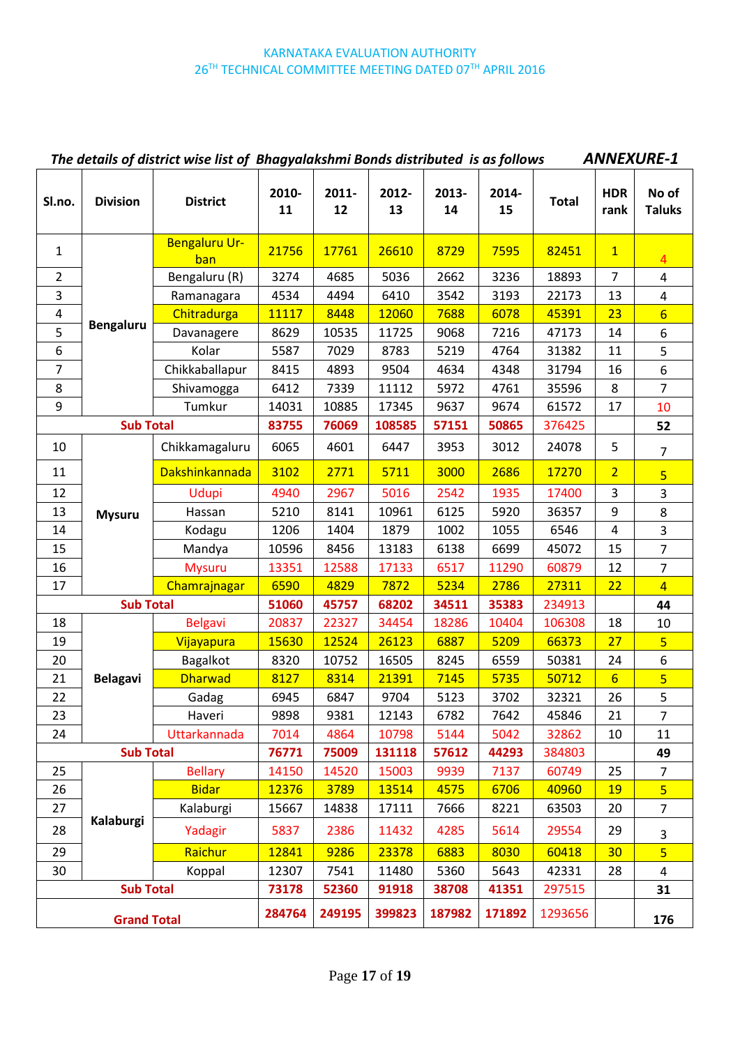KARNATAKA EVALUATION AUTHORITY
26TH TECHNICAL COMMITTEE MEETING DATED 07TH APRIL 2016

***The details of district wise list of Bhagyalakshmi Bonds distributed is as follows*** ***ANNEXURE-1***

| Sl.no. | Division | District | 2010-11 | 2011-12 | 2012-13 | 2013-14 | 2014-15 | Total | HDR rank | No of Taluks |
|---|---|---|---|---|---|---|---|---|---|---|
| 1 | Bengaluru | Bengaluru Urban | 21756 | 17761 | 26610 | 8729 | 7595 | 82451 | 1 | 4 |
| 2 | | Bengaluru (R) | 3274 | 4685 | 5036 | 2662 | 3236 | 18893 | 7 | 4 |
| 3 | | Ramanagara | 4534 | 4494 | 6410 | 3542 | 3193 | 22173 | 13 | 4 |
| 4 | | Chitradurga | 11117 | 8448 | 12060 | 7688 | 6078 | 45391 | 23 | 6 |
| 5 | | Davanagere | 8629 | 10535 | 11725 | 9068 | 7216 | 47173 | 14 | 6 |
| 6 | | Kolar | 5587 | 7029 | 8783 | 5219 | 4764 | 31382 | 11 | 5 |
| 7 | | Chikkaballapur | 8415 | 4893 | 9504 | 4634 | 4348 | 31794 | 16 | 6 |
| 8 | | Shivamogga | 6412 | 7339 | 11112 | 5972 | 4761 | 35596 | 8 | 7 |
| 9 | | Tumkur | 14031 | 10885 | 17345 | 9637 | 9674 | 61572 | 17 | 10 |
| **Sub Total** | | | **83755** | **76069** | **108585** | **57151** | **50865** | 376425 | | **52** |
| 10 | Mysuru | Chikkamagaluru | 6065 | 4601 | 6447 | 3953 | 3012 | 24078 | 5 | 7 |
| 11 | | Dakshinkannada | 3102 | 2771 | 5711 | 3000 | 2686 | 17270 | 2 | 5 |
| 12 | | Udupi | 4940 | 2967 | 5016 | 2542 | 1935 | 17400 | 3 | 3 |
| 13 | | Hassan | 5210 | 8141 | 10961 | 6125 | 5920 | 36357 | 9 | 8 |
| 14 | | Kodagu | 1206 | 1404 | 1879 | 1002 | 1055 | 6546 | 4 | 3 |
| 15 | | Mandya | 10596 | 8456 | 13183 | 6138 | 6699 | 45072 | 15 | 7 |
| 16 | | Mysuru | 13351 | 12588 | 17133 | 6517 | 11290 | 60879 | 12 | 7 |
| 17 | | Chamrajnagar | 6590 | 4829 | 7872 | 5234 | 2786 | 27311 | 22 | 4 |
| **Sub Total** | | | **51060** | **45757** | **68202** | **34511** | **35383** | 234913 | | **44** |
| 18 | Belagavi | Belgavi | 20837 | 22327 | 34454 | 18286 | 10404 | 106308 | 18 | 10 |
| 19 | | Vijayapura | 15630 | 12524 | 26123 | 6887 | 5209 | 66373 | 27 | 5 |
| 20 | | Bagalkot | 8320 | 10752 | 16505 | 8245 | 6559 | 50381 | 24 | 6 |
| 21 | | Dharwad | 8127 | 8314 | 21391 | 7145 | 5735 | 50712 | 6 | 5 |
| 22 | | Gadag | 6945 | 6847 | 9704 | 5123 | 3702 | 32321 | 26 | 5 |
| 23 | | Haveri | 9898 | 9381 | 12143 | 6782 | 7642 | 45846 | 21 | 7 |
| 24 | | Uttarkannada | 7014 | 4864 | 10798 | 5144 | 5042 | 32862 | 10 | 11 |
| **Sub Total** | | | **76771** | **75009** | **131118** | **57612** | **44293** | 384803 | | **49** |
| 25 | Kalaburgi | Bellary | 14150 | 14520 | 15003 | 9939 | 7137 | 60749 | 25 | 7 |
| 26 | | Bidar | 12376 | 3789 | 13514 | 4575 | 6706 | 40960 | 19 | 5 |
| 27 | | Kalaburgi | 15667 | 14838 | 17111 | 7666 | 8221 | 63503 | 20 | 7 |
| 28 | | Yadagir | 5837 | 2386 | 11432 | 4285 | 5614 | 29554 | 29 | 3 |
| 29 | | Raichur | 12841 | 9286 | 23378 | 6883 | 8030 | 60418 | 30 | 5 |
| 30 | | Koppal | 12307 | 7541 | 11480 | 5360 | 5643 | 42331 | 28 | 4 |
| **Sub Total** | | | **73178** | **52360** | **91918** | **38708** | **41351** | 297515 | | **31** |
| **Grand Total** | | | **284764** | **249195** | **399823** | **187982** | **171892** | 1293656 | | **176** |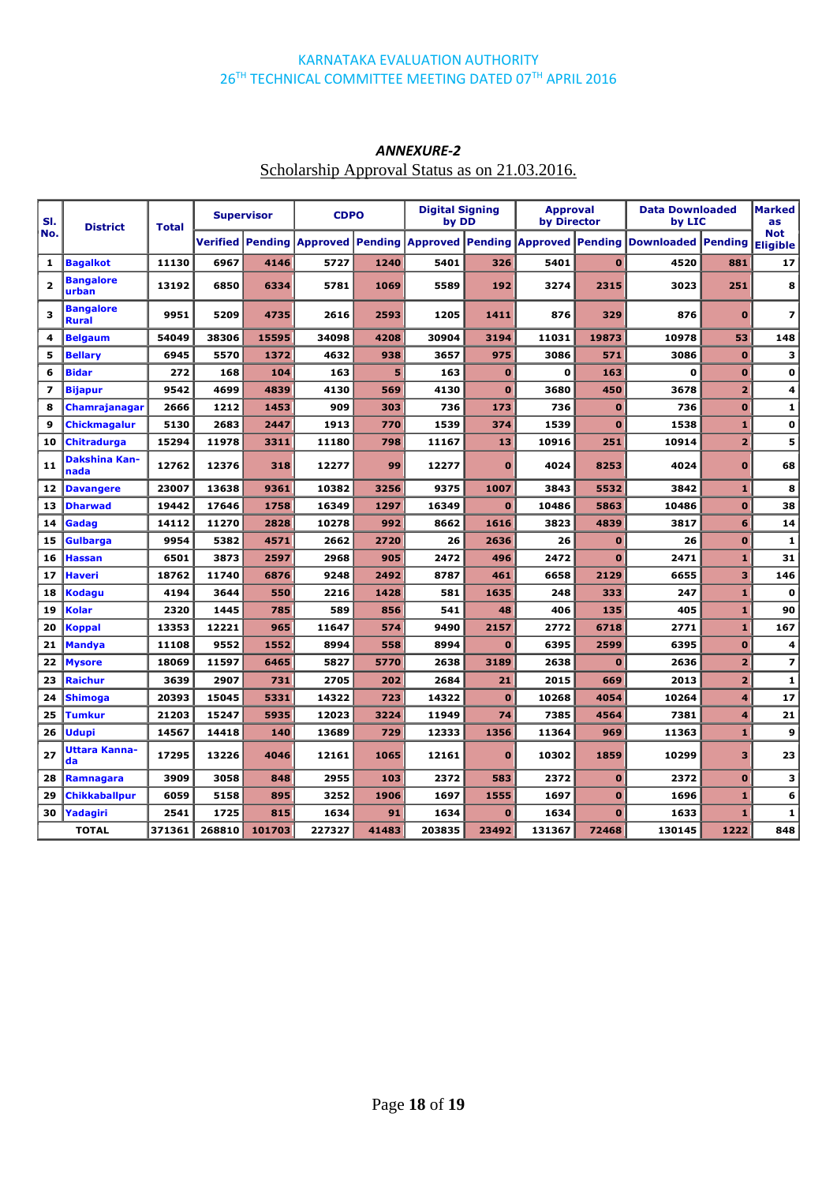KARNATAKA EVALUATION AUTHORITY

26TH TECHNICAL COMMITTEE MEETING DATED 07TH APRIL 2016

***ANNEXURE-2***

Scholarship Approval Status as on 21.03.2016.

| Sl. No. | District | Total | Supervisor | | CDPO | | Digital Signing by DD | | Approval by Director | | Data Downloaded by LIC | | Marked as Not Eligible |
|---|---|---|---|---|---|---|---|---|---|---|---|---|---|
| | | | Verified | Pending | Approved | Pending | Approved | Pending | Approved | Pending | Downloaded | Pending | |
| 1 | Bagalkot | 11130 | 6967 | 4146 | 5727 | 1240 | 5401 | 326 | 5401 | 0 | 4520 | 881 | 17 |
| 2 | Bangalore urban | 13192 | 6850 | 6334 | 5781 | 1069 | 5589 | 192 | 3274 | 2315 | 3023 | 251 | 8 |
| 3 | Bangalore Rural | 9951 | 5209 | 4735 | 2616 | 2593 | 1205 | 1411 | 876 | 329 | 876 | 0 | 7 |
| 4 | Belgaum | 54049 | 38306 | 15595 | 34098 | 4208 | 30904 | 3194 | 11031 | 19873 | 10978 | 53 | 148 |
| 5 | Bellary | 6945 | 5570 | 1372 | 4632 | 938 | 3657 | 975 | 3086 | 571 | 3086 | 0 | 3 |
| 6 | Bidar | 272 | 168 | 104 | 163 | 5 | 163 | 0 | 0 | 163 | 0 | 0 | 0 |
| 7 | Bijapur | 9542 | 4699 | 4839 | 4130 | 569 | 4130 | 0 | 3680 | 450 | 3678 | 2 | 4 |
| 8 | Chamrajanagar | 2666 | 1212 | 1453 | 909 | 303 | 736 | 173 | 736 | 0 | 736 | 0 | 1 |
| 9 | Chickmagalur | 5130 | 2683 | 2447 | 1913 | 770 | 1539 | 374 | 1539 | 0 | 1538 | 1 | 0 |
| 10 | Chitradurga | 15294 | 11978 | 3311 | 11180 | 798 | 11167 | 13 | 10916 | 251 | 10914 | 2 | 5 |
| 11 | Dakshina Kannada | 12762 | 12376 | 318 | 12277 | 99 | 12277 | 0 | 4024 | 8253 | 4024 | 0 | 68 |
| 12 | Davangere | 23007 | 13638 | 9361 | 10382 | 3256 | 9375 | 1007 | 3843 | 5532 | 3842 | 1 | 8 |
| 13 | Dharwad | 19442 | 17646 | 1758 | 16349 | 1297 | 16349 | 0 | 10486 | 5863 | 10486 | 0 | 38 |
| 14 | Gadag | 14112 | 11270 | 2828 | 10278 | 992 | 8662 | 1616 | 3823 | 4839 | 3817 | 6 | 14 |
| 15 | Gulbarga | 9954 | 5382 | 4571 | 2662 | 2720 | 26 | 2636 | 26 | 0 | 26 | 0 | 1 |
| 16 | Hassan | 6501 | 3873 | 2597 | 2968 | 905 | 2472 | 496 | 2472 | 0 | 2471 | 1 | 31 |
| 17 | Haveri | 18762 | 11740 | 6876 | 9248 | 2492 | 8787 | 461 | 6658 | 2129 | 6655 | 3 | 146 |
| 18 | Kodagu | 4194 | 3644 | 550 | 2216 | 1428 | 581 | 1635 | 248 | 333 | 247 | 1 | 0 |
| 19 | Kolar | 2320 | 1445 | 785 | 589 | 856 | 541 | 48 | 406 | 135 | 405 | 1 | 90 |
| 20 | Koppal | 13353 | 12221 | 965 | 11647 | 574 | 9490 | 2157 | 2772 | 6718 | 2771 | 1 | 167 |
| 21 | Mandya | 11108 | 9552 | 1552 | 8994 | 558 | 8994 | 0 | 6395 | 2599 | 6395 | 0 | 4 |
| 22 | Mysore | 18069 | 11597 | 6465 | 5827 | 5770 | 2638 | 3189 | 2638 | 0 | 2636 | 2 | 7 |
| 23 | Raichur | 3639 | 2907 | 731 | 2705 | 202 | 2684 | 21 | 2015 | 669 | 2013 | 2 | 1 |
| 24 | Shimoga | 20393 | 15045 | 5331 | 14322 | 723 | 14322 | 0 | 10268 | 4054 | 10264 | 4 | 17 |
| 25 | Tumkur | 21203 | 15247 | 5935 | 12023 | 3224 | 11949 | 74 | 7385 | 4564 | 7381 | 4 | 21 |
| 26 | Udupi | 14567 | 14418 | 140 | 13689 | 729 | 12333 | 1356 | 11364 | 969 | 11363 | 1 | 9 |
| 27 | Uttara Kannada | 17295 | 13226 | 4046 | 12161 | 1065 | 12161 | 0 | 10302 | 1859 | 10299 | 3 | 23 |
| 28 | Ramnagara | 3909 | 3058 | 848 | 2955 | 103 | 2372 | 583 | 2372 | 0 | 2372 | 0 | 3 |
| 29 | Chikkaballpur | 6059 | 5158 | 895 | 3252 | 1906 | 1697 | 1555 | 1697 | 0 | 1696 | 1 | 6 |
| 30 | Yadagiri | 2541 | 1725 | 815 | 1634 | 91 | 1634 | 0 | 1634 | 0 | 1633 | 1 | 1 |
| | TOTAL | 371361 | 268810 | 101703 | 227327 | 41483 | 203835 | 23492 | 131367 | 72468 | 130145 | 1222 | 848 |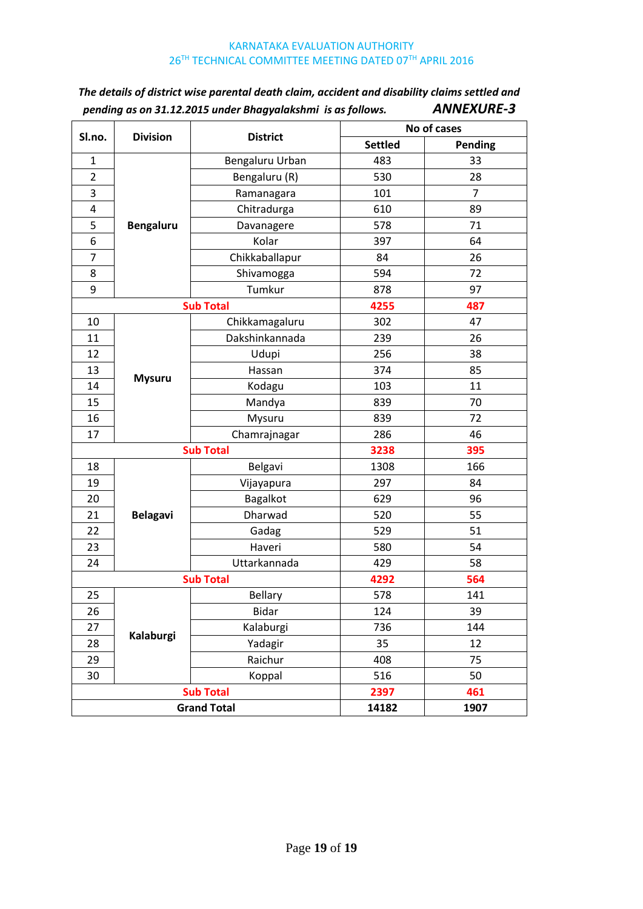KARNATAKA EVALUATION AUTHORITY

26TH TECHNICAL COMMITTEE MEETING DATED 07TH APRIL 2016

***The details of district wise parental death claim, accident and disability claims settled and pending as on 31.12.2015 under Bhagyalakshmi is as follows.*** ***ANNEXURE-3***

| Sl.no. | Division | District | No of cases | |
|---|---|---|---|---|
| | | | Settled | Pending |
| 1 | **Bengaluru** | Bengaluru Urban | 483 | 33 |
| 2 | | Bengaluru (R) | 530 | 28 |
| 3 | | Ramanagara | 101 | 7 |
| 4 | | Chitradurga | 610 | 89 |
| 5 | | Davanagere | 578 | 71 |
| 6 | | Kolar | 397 | 64 |
| 7 | | Chikkaballapur | 84 | 26 |
| 8 | | Shivamogga | 594 | 72 |
| 9 | | Tumkur | 878 | 97 |
| **Sub Total** | | | **4255** | **487** |
| 10 | **Mysuru** | Chikkamagaluru | 302 | 47 |
| 11 | | Dakshinkannada | 239 | 26 |
| 12 | | Udupi | 256 | 38 |
| 13 | | Hassan | 374 | 85 |
| 14 | | Kodagu | 103 | 11 |
| 15 | | Mandya | 839 | 70 |
| 16 | | Mysuru | 839 | 72 |
| 17 | | Chamrajnagar | 286 | 46 |
| **Sub Total** | | | **3238** | **395** |
| 18 | **Belagavi** | Belgavi | 1308 | 166 |
| 19 | | Vijayapura | 297 | 84 |
| 20 | | Bagalkot | 629 | 96 |
| 21 | | Dharwad | 520 | 55 |
| 22 | | Gadag | 529 | 51 |
| 23 | | Haveri | 580 | 54 |
| 24 | | Uttarkannada | 429 | 58 |
| **Sub Total** | | | **4292** | **564** |
| 25 | **Kalaburgi** | Bellary | 578 | 141 |
| 26 | | Bidar | 124 | 39 |
| 27 | | Kalaburgi | 736 | 144 |
| 28 | | Yadagir | 35 | 12 |
| 29 | | Raichur | 408 | 75 |
| 30 | | Koppal | 516 | 50 |
| **Sub Total** | | | **2397** | **461** |
| **Grand Total** | | | **14182** | **1907** |